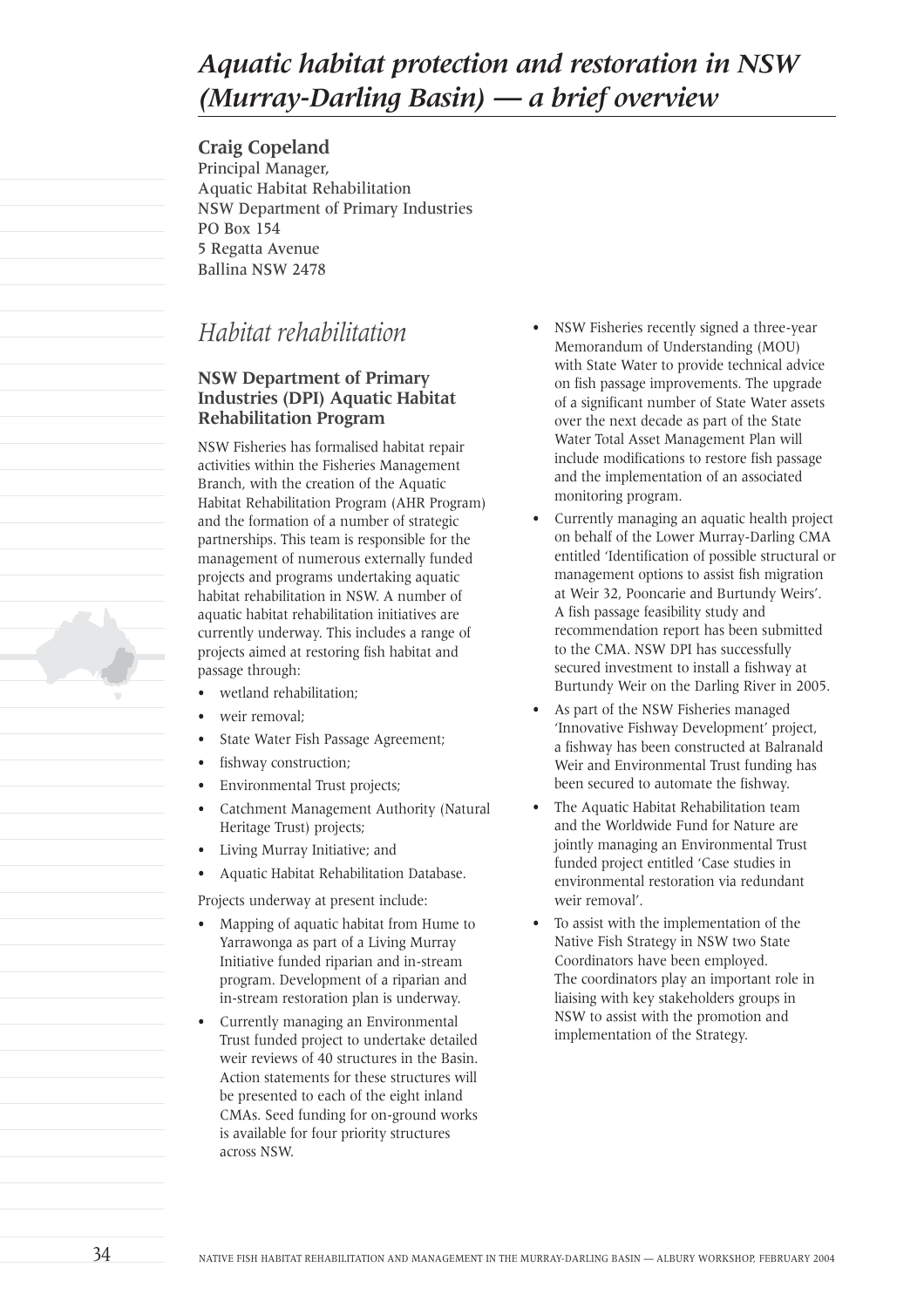# *Aquatic habitat protection and restoration in NSW (Murray-Darling Basin) — a brief overview*

**Craig Copeland**
Principal Manager,
Aquatic Habitat Rehabilitation
NSW Department of Primary Industries
PO Box 154
5 Regatta Avenue
Ballina NSW 2478

## *Habitat rehabilitation*

### NSW Department of Primary Industries (DPI) Aquatic Habitat Rehabilitation Program

NSW Fisheries has formalised habitat repair activities within the Fisheries Management Branch, with the creation of the Aquatic Habitat Rehabilitation Program (AHR Program) and the formation of a number of strategic partnerships. This team is responsible for the management of numerous externally funded projects and programs undertaking aquatic habitat rehabilitation in NSW. A number of aquatic habitat rehabilitation initiatives are currently underway. This includes a range of projects aimed at restoring fish habitat and passage through:

- wetland rehabilitation;
- weir removal;
- State Water Fish Passage Agreement;
- fishway construction;
- Environmental Trust projects;
- Catchment Management Authority (Natural Heritage Trust) projects;
- Living Murray Initiative; and
- Aquatic Habitat Rehabilitation Database.

Projects underway at present include:

- Mapping of aquatic habitat from Hume to Yarrawonga as part of a Living Murray Initiative funded riparian and in-stream program. Development of a riparian and in-stream restoration plan is underway.
- Currently managing an Environmental Trust funded project to undertake detailed weir reviews of 40 structures in the Basin. Action statements for these structures will be presented to each of the eight inland CMAs. Seed funding for on-ground works is available for four priority structures across NSW.
- NSW Fisheries recently signed a three-year Memorandum of Understanding (MOU) with State Water to provide technical advice on fish passage improvements. The upgrade of a significant number of State Water assets over the next decade as part of the State Water Total Asset Management Plan will include modifications to restore fish passage and the implementation of an associated monitoring program.
- Currently managing an aquatic health project on behalf of the Lower Murray-Darling CMA entitled 'Identification of possible structural or management options to assist fish migration at Weir 32, Pooncarie and Burtundy Weirs'. A fish passage feasibility study and recommendation report has been submitted to the CMA. NSW DPI has successfully secured investment to install a fishway at Burtundy Weir on the Darling River in 2005.
- As part of the NSW Fisheries managed 'Innovative Fishway Development' project, a fishway has been constructed at Balranald Weir and Environmental Trust funding has been secured to automate the fishway.
- The Aquatic Habitat Rehabilitation team and the Worldwide Fund for Nature are jointly managing an Environmental Trust funded project entitled 'Case studies in environmental restoration via redundant weir removal'.
- To assist with the implementation of the Native Fish Strategy in NSW two State Coordinators have been employed. The coordinators play an important role in liaising with key stakeholders groups in NSW to assist with the promotion and implementation of the Strategy.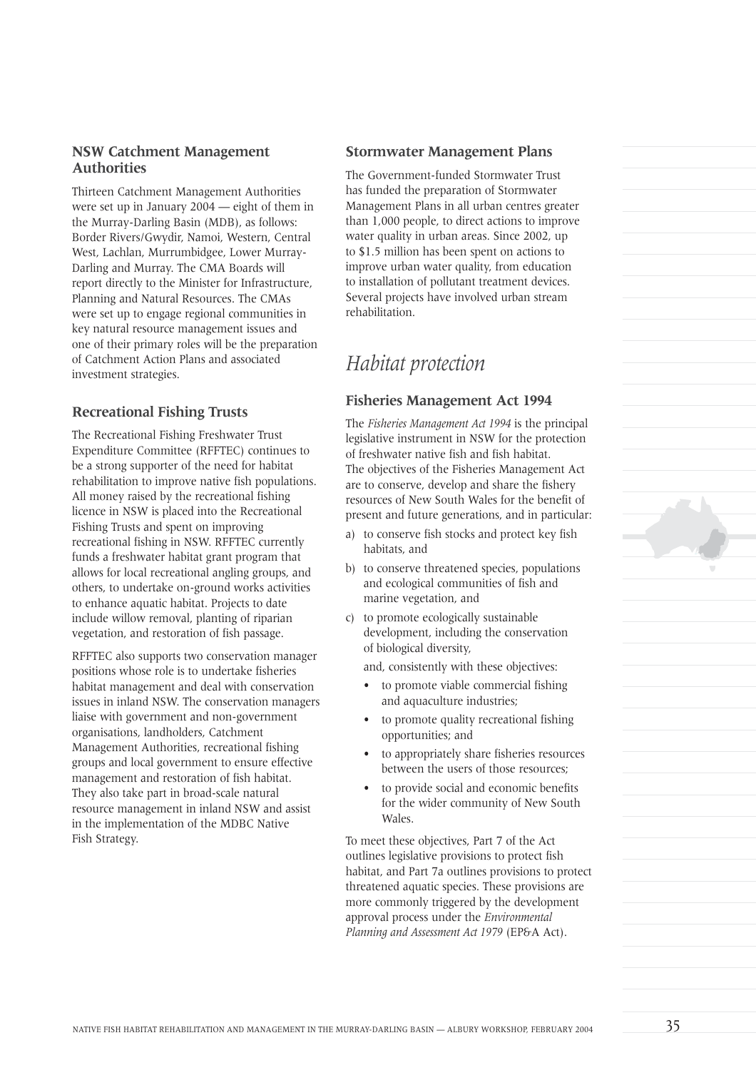### NSW Catchment Management Authorities

Thirteen Catchment Management Authorities were set up in January 2004 — eight of them in the Murray-Darling Basin (MDB), as follows: Border Rivers/Gwydir, Namoi, Western, Central West, Lachlan, Murrumbidgee, Lower Murray-Darling and Murray. The CMA Boards will report directly to the Minister for Infrastructure, Planning and Natural Resources. The CMAs were set up to engage regional communities in key natural resource management issues and one of their primary roles will be the preparation of Catchment Action Plans and associated investment strategies.

### Recreational Fishing Trusts

The Recreational Fishing Freshwater Trust Expenditure Committee (RFFTEC) continues to be a strong supporter of the need for habitat rehabilitation to improve native fish populations. All money raised by the recreational fishing licence in NSW is placed into the Recreational Fishing Trusts and spent on improving recreational fishing in NSW. RFFTEC currently funds a freshwater habitat grant program that allows for local recreational angling groups, and others, to undertake on-ground works activities to enhance aquatic habitat. Projects to date include willow removal, planting of riparian vegetation, and restoration of fish passage.

RFFTEC also supports two conservation manager positions whose role is to undertake fisheries habitat management and deal with conservation issues in inland NSW. The conservation managers liaise with government and non-government organisations, landholders, Catchment Management Authorities, recreational fishing groups and local government to ensure effective management and restoration of fish habitat. They also take part in broad-scale natural resource management in inland NSW and assist in the implementation of the MDBC Native Fish Strategy.

### Stormwater Management Plans

The Government-funded Stormwater Trust has funded the preparation of Stormwater Management Plans in all urban centres greater than 1,000 people, to direct actions to improve water quality in urban areas. Since 2002, up to $1.5 million has been spent on actions to improve urban water quality, from education to installation of pollutant treatment devices. Several projects have involved urban stream rehabilitation.

## *Habitat protection*

### Fisheries Management Act 1994

The *Fisheries Management Act 1994* is the principal legislative instrument in NSW for the protection of freshwater native fish and fish habitat. The objectives of the Fisheries Management Act are to conserve, develop and share the fishery resources of New South Wales for the benefit of present and future generations, and in particular:

a) to conserve fish stocks and protect key fish habitats, and
b) to conserve threatened species, populations and ecological communities of fish and marine vegetation, and
c) to promote ecologically sustainable development, including the conservation of biological diversity,

and, consistently with these objectives:

- to promote viable commercial fishing and aquaculture industries;
- to promote quality recreational fishing opportunities; and
- to appropriately share fisheries resources between the users of those resources;
- to provide social and economic benefits for the wider community of New South Wales.

To meet these objectives, Part 7 of the Act outlines legislative provisions to protect fish habitat, and Part 7a outlines provisions to protect threatened aquatic species. These provisions are more commonly triggered by the development approval process under the *Environmental Planning and Assessment Act 1979* (EP&A Act).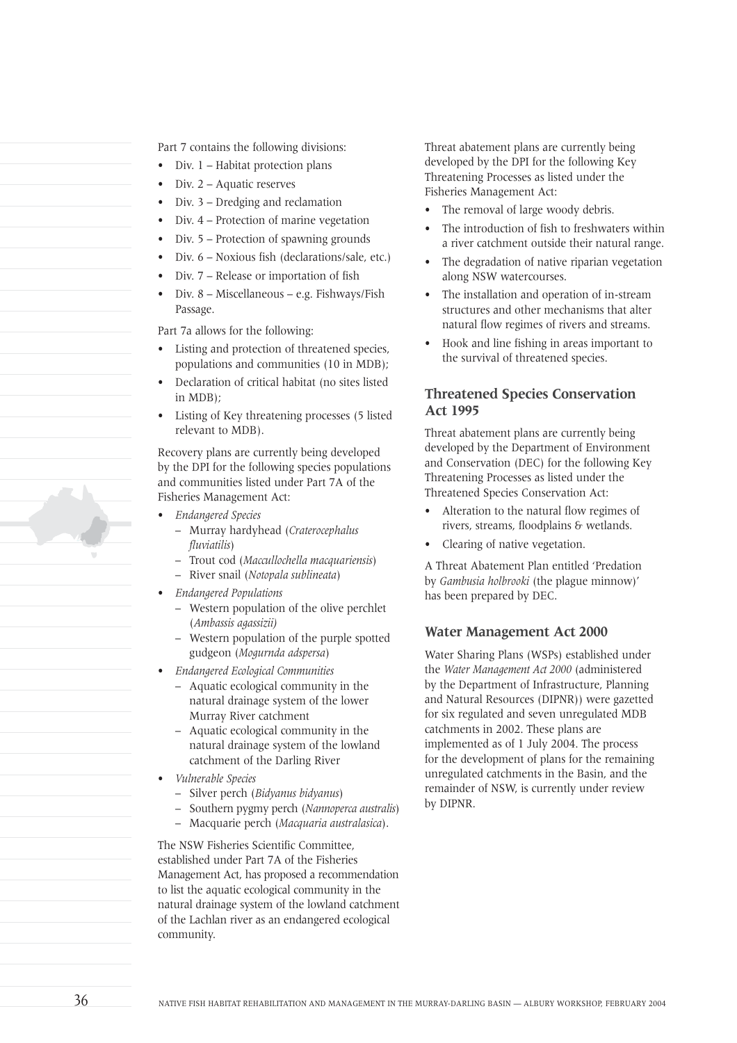Part 7 contains the following divisions:

- Div. 1 – Habitat protection plans
- Div. 2 – Aquatic reserves
- Div. 3 – Dredging and reclamation
- Div. 4 – Protection of marine vegetation
- Div. 5 – Protection of spawning grounds
- Div. 6 – Noxious fish (declarations/sale, etc.)
- Div. 7 – Release or importation of fish
- Div. 8 – Miscellaneous – e.g. Fishways/Fish Passage.

Part 7a allows for the following:

- Listing and protection of threatened species, populations and communities (10 in MDB);
- Declaration of critical habitat (no sites listed in MDB);
- Listing of Key threatening processes (5 listed relevant to MDB).

Recovery plans are currently being developed by the DPI for the following species populations and communities listed under Part 7A of the Fisheries Management Act:

- *Endangered Species*
  - Murray hardyhead (*Craterocephalus fluviatilis*)
  - Trout cod (*Maccullochella macquariensis*)
  - River snail (*Notopala sublineata*)
- *Endangered Populations*
  - Western population of the olive perchlet (*Ambassis agassizii)*
  - Western population of the purple spotted gudgeon (*Mogurnda adspersa*)
- *Endangered Ecological Communities*
  - Aquatic ecological community in the natural drainage system of the lower Murray River catchment
  - Aquatic ecological community in the natural drainage system of the lowland catchment of the Darling River
- *Vulnerable Species*
  - Silver perch (*Bidyanus bidyanus*)
  - Southern pygmy perch (*Nannoperca australis*)
  - Macquarie perch (*Macquaria australasica*).

The NSW Fisheries Scientific Committee, established under Part 7A of the Fisheries Management Act, has proposed a recommendation to list the aquatic ecological community in the natural drainage system of the lowland catchment of the Lachlan river as an endangered ecological community.

Threat abatement plans are currently being developed by the DPI for the following Key Threatening Processes as listed under the Fisheries Management Act:

- The removal of large woody debris.
- The introduction of fish to freshwaters within a river catchment outside their natural range.
- The degradation of native riparian vegetation along NSW watercourses.
- The installation and operation of in-stream structures and other mechanisms that alter natural flow regimes of rivers and streams.
- Hook and line fishing in areas important to the survival of threatened species.

## Threatened Species Conservation Act 1995

Threat abatement plans are currently being developed by the Department of Environment and Conservation (DEC) for the following Key Threatening Processes as listed under the Threatened Species Conservation Act:

- Alteration to the natural flow regimes of rivers, streams, floodplains & wetlands.
- Clearing of native vegetation.

A Threat Abatement Plan entitled 'Predation by *Gambusia holbrooki* (the plague minnow)' has been prepared by DEC.

## Water Management Act 2000

Water Sharing Plans (WSPs) established under the *Water Management Act 2000* (administered by the Department of Infrastructure, Planning and Natural Resources (DIPNR)) were gazetted for six regulated and seven unregulated MDB catchments in 2002. These plans are implemented as of 1 July 2004. The process for the development of plans for the remaining unregulated catchments in the Basin, and the remainder of NSW, is currently under review by DIPNR.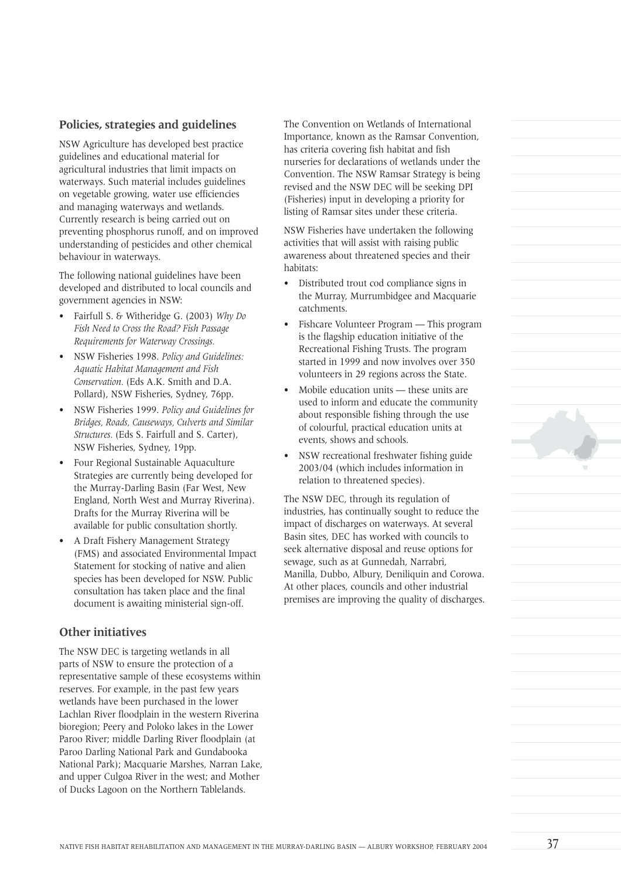## Policies, strategies and guidelines

NSW Agriculture has developed best practice guidelines and educational material for agricultural industries that limit impacts on waterways. Such material includes guidelines on vegetable growing, water use efficiencies and managing waterways and wetlands. Currently research is being carried out on preventing phosphorus runoff, and on improved understanding of pesticides and other chemical behaviour in waterways.

The following national guidelines have been developed and distributed to local councils and government agencies in NSW:

- Fairfull S. & Witheridge G. (2003) *Why Do Fish Need to Cross the Road? Fish Passage Requirements for Waterway Crossings.*
- NSW Fisheries 1998. *Policy and Guidelines: Aquatic Habitat Management and Fish Conservation.* (Eds A.K. Smith and D.A. Pollard), NSW Fisheries, Sydney, 76pp.
- NSW Fisheries 1999. *Policy and Guidelines for Bridges, Roads, Causeways, Culverts and Similar Structures.* (Eds S. Fairfull and S. Carter), NSW Fisheries, Sydney, 19pp.
- Four Regional Sustainable Aquaculture Strategies are currently being developed for the Murray-Darling Basin (Far West, New England, North West and Murray Riverina). Drafts for the Murray Riverina will be available for public consultation shortly.
- A Draft Fishery Management Strategy (FMS) and associated Environmental Impact Statement for stocking of native and alien species has been developed for NSW. Public consultation has taken place and the final document is awaiting ministerial sign-off.

## Other initiatives

The NSW DEC is targeting wetlands in all parts of NSW to ensure the protection of a representative sample of these ecosystems within reserves. For example, in the past few years wetlands have been purchased in the lower Lachlan River floodplain in the western Riverina bioregion; Peery and Poloko lakes in the Lower Paroo River; middle Darling River floodplain (at Paroo Darling National Park and Gundabooka National Park); Macquarie Marshes, Narran Lake, and upper Culgoa River in the west; and Mother of Ducks Lagoon on the Northern Tablelands.

The Convention on Wetlands of International Importance, known as the Ramsar Convention, has criteria covering fish habitat and fish nurseries for declarations of wetlands under the Convention. The NSW Ramsar Strategy is being revised and the NSW DEC will be seeking DPI (Fisheries) input in developing a priority for listing of Ramsar sites under these criteria.

NSW Fisheries have undertaken the following activities that will assist with raising public awareness about threatened species and their habitats:

- Distributed trout cod compliance signs in the Murray, Murrumbidgee and Macquarie catchments.
- Fishcare Volunteer Program — This program is the flagship education initiative of the Recreational Fishing Trusts. The program started in 1999 and now involves over 350 volunteers in 29 regions across the State.
- Mobile education units — these units are used to inform and educate the community about responsible fishing through the use of colourful, practical education units at events, shows and schools.
- NSW recreational freshwater fishing guide 2003/04 (which includes information in relation to threatened species).

The NSW DEC, through its regulation of industries, has continually sought to reduce the impact of discharges on waterways. At several Basin sites, DEC has worked with councils to seek alternative disposal and reuse options for sewage, such as at Gunnedah, Narrabri, Manilla, Dubbo, Albury, Deniliquin and Corowa. At other places, councils and other industrial premises are improving the quality of discharges.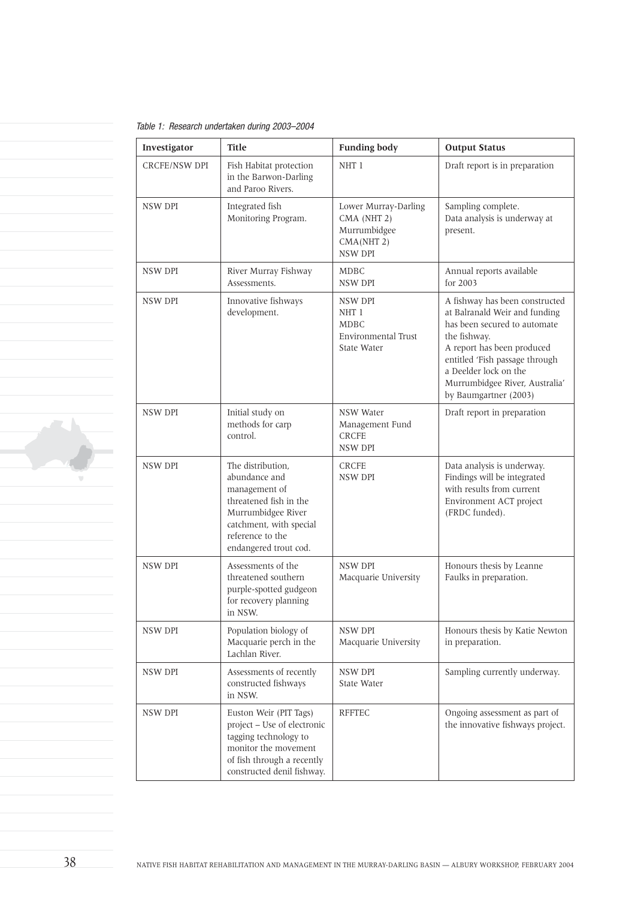*Table 1: Research undertaken during 2003–2004*

| Investigator | Title | Funding body | Output Status |
|---|---|---|---|
| CRCFE/NSW DPI | Fish Habitat protection in the Barwon-Darling and Paroo Rivers. | NHT 1 | Draft report is in preparation |
| NSW DPI | Integrated fish Monitoring Program. | Lower Murray-Darling CMA (NHT 2)<br>Murrumbidgee CMA(NHT 2)<br>NSW DPI | Sampling complete.<br>Data analysis is underway at present. |
| NSW DPI | River Murray Fishway Assessments. | MDBC<br>NSW DPI | Annual reports available for 2003 |
| NSW DPI | Innovative fishways development. | NSW DPI<br>NHT 1<br>MDBC<br>Environmental Trust<br>State Water | A fishway has been constructed at Balranald Weir and funding has been secured to automate the fishway.<br>A report has been produced entitled 'Fish passage through a Deelder lock on the Murrumbidgee River, Australia' by Baumgartner (2003) |
| NSW DPI | Initial study on methods for carp control. | NSW Water Management Fund<br>CRCFE<br>NSW DPI | Draft report in preparation |
| NSW DPI | The distribution, abundance and management of threatened fish in the Murrumbidgee River catchment, with special reference to the endangered trout cod. | CRCFE<br>NSW DPI | Data analysis is underway. Findings will be integrated with results from current Environment ACT project (FRDC funded). |
| NSW DPI | Assessments of the threatened southern purple-spotted gudgeon for recovery planning in NSW. | NSW DPI<br>Macquarie University | Honours thesis by Leanne Faulks in preparation. |
| NSW DPI | Population biology of Macquarie perch in the Lachlan River. | NSW DPI<br>Macquarie University | Honours thesis by Katie Newton in preparation. |
| NSW DPI | Assessments of recently constructed fishways in NSW. | NSW DPI<br>State Water | Sampling currently underway. |
| NSW DPI | Euston Weir (PIT Tags) project – Use of electronic tagging technology to monitor the movement of fish through a recently constructed denil fishway. | RFFTEC | Ongoing assessment as part of the innovative fishways project. |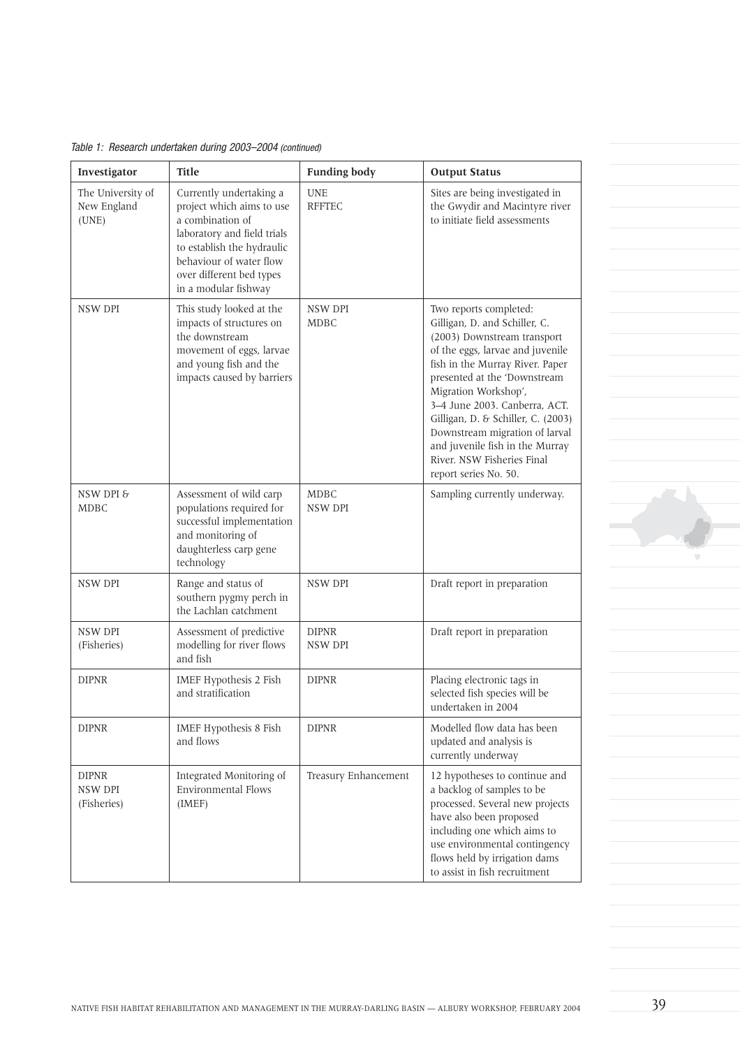*Table 1: Research undertaken during 2003–2004 (continued)*

| Investigator | Title | Funding body | Output Status |
|---|---|---|---|
| The University of New England (UNE) | Currently undertaking a project which aims to use a combination of laboratory and field trials to establish the hydraulic behaviour of water flow over different bed types in a modular fishway | UNE<br>RFFTEC | Sites are being investigated in the Gwydir and Macintyre river to initiate field assessments |
| NSW DPI | This study looked at the impacts of structures on the downstream movement of eggs, larvae and young fish and the impacts caused by barriers | NSW DPI<br>MDBC | Two reports completed: Gilligan, D. and Schiller, C. (2003) Downstream transport of the eggs, larvae and juvenile fish in the Murray River. Paper presented at the 'Downstream Migration Workshop', 3–4 June 2003. Canberra, ACT. Gilligan, D. & Schiller, C. (2003) Downstream migration of larval and juvenile fish in the Murray River. NSW Fisheries Final report series No. 50. |
| NSW DPI & MDBC | Assessment of wild carp populations required for successful implementation and monitoring of daughterless carp gene technology | MDBC<br>NSW DPI | Sampling currently underway. |
| NSW DPI | Range and status of southern pygmy perch in the Lachlan catchment | NSW DPI | Draft report in preparation |
| NSW DPI (Fisheries) | Assessment of predictive modelling for river flows and fish | DIPNR<br>NSW DPI | Draft report in preparation |
| DIPNR | IMEF Hypothesis 2 Fish and stratification | DIPNR | Placing electronic tags in selected fish species will be undertaken in 2004 |
| DIPNR | IMEF Hypothesis 8 Fish and flows | DIPNR | Modelled flow data has been updated and analysis is currently underway |
| DIPNR<br>NSW DPI (Fisheries) | Integrated Monitoring of Environmental Flows (IMEF) | Treasury Enhancement | 12 hypotheses to continue and a backlog of samples to be processed. Several new projects have also been proposed including one which aims to use environmental contingency flows held by irrigation dams to assist in fish recruitment |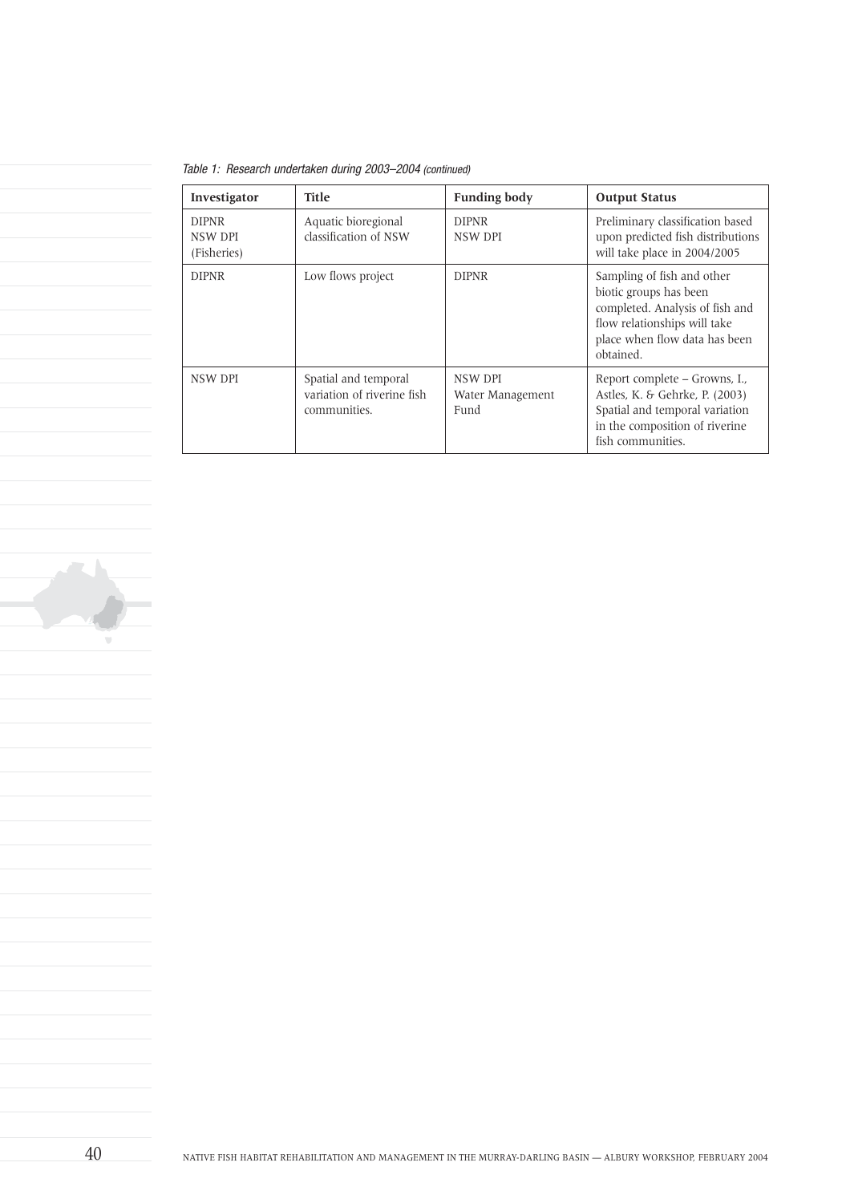*Table 1: Research undertaken during 2003–2004 (continued)*

| Investigator | Title | Funding body | Output Status |
|---|---|---|---|
| DIPNR<br>NSW DPI<br>(Fisheries) | Aquatic bioregional classification of NSW | DIPNR<br>NSW DPI | Preliminary classification based upon predicted fish distributions will take place in 2004/2005 |
| DIPNR | Low flows project | DIPNR | Sampling of fish and other biotic groups has been completed. Analysis of fish and flow relationships will take place when flow data has been obtained. |
| NSW DPI | Spatial and temporal variation of riverine fish communities. | NSW DPI<br>Water Management Fund | Report complete – Growns, I., Astles, K. & Gehrke, P. (2003) Spatial and temporal variation in the composition of riverine fish communities. |